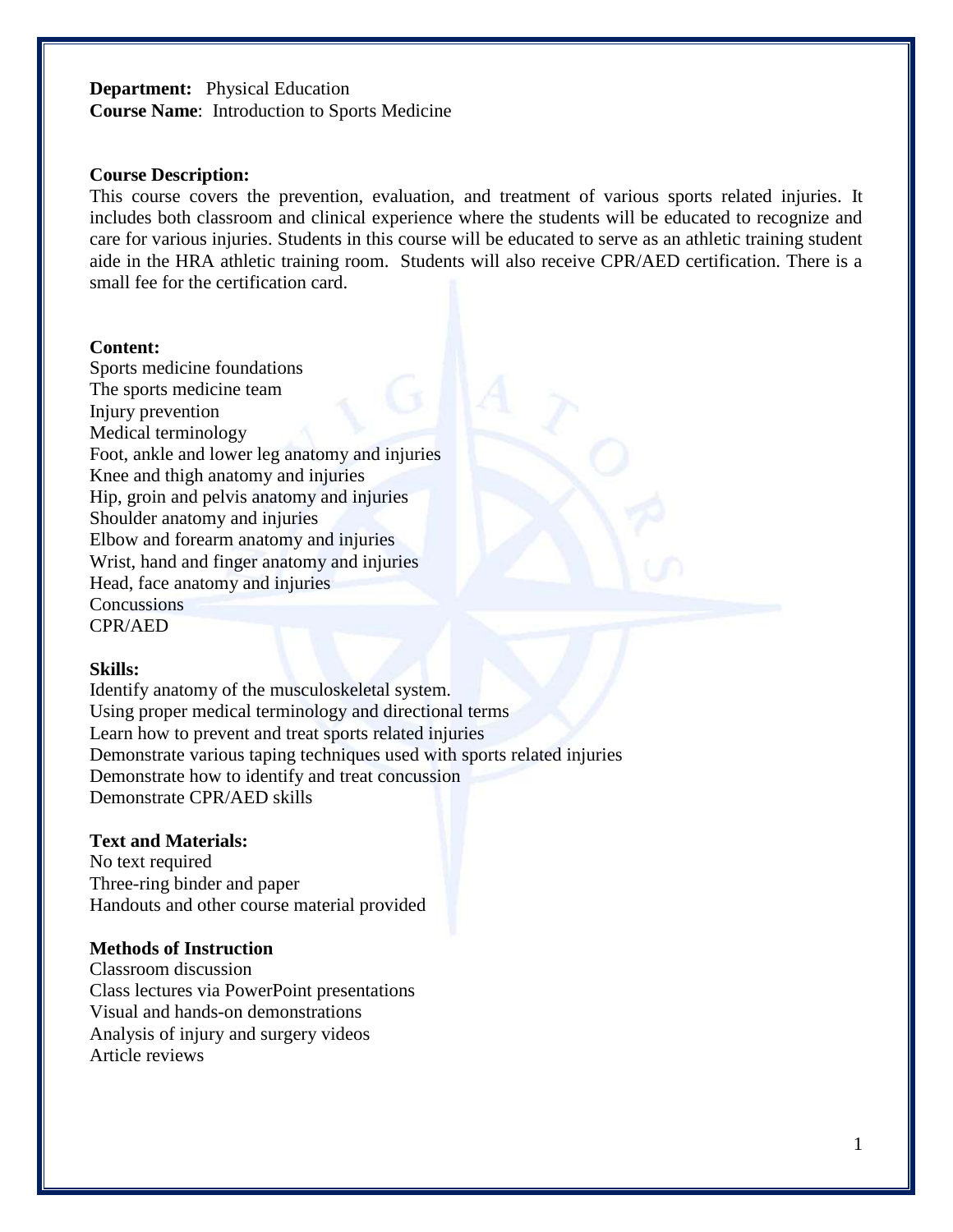**Department:** Physical Education
**Course Name**: Introduction to Sports Medicine

**Course Description:**

This course covers the prevention, evaluation, and treatment of various sports related injuries. It includes both classroom and clinical experience where the students will be educated to recognize and care for various injuries. Students in this course will be educated to serve as an athletic training student aide in the HRA athletic training room. Students will also receive CPR/AED certification. There is a small fee for the certification card.

**Content:**

Sports medicine foundations
The sports medicine team
Injury prevention
Medical terminology
Foot, ankle and lower leg anatomy and injuries
Knee and thigh anatomy and injuries
Hip, groin and pelvis anatomy and injuries
Shoulder anatomy and injuries
Elbow and forearm anatomy and injuries
Wrist, hand and finger anatomy and injuries
Head, face anatomy and injuries
Concussions
CPR/AED

**Skills:**

Identify anatomy of the musculoskeletal system.
Using proper medical terminology and directional terms
Learn how to prevent and treat sports related injuries
Demonstrate various taping techniques used with sports related injuries
Demonstrate how to identify and treat concussion
Demonstrate CPR/AED skills

**Text and Materials:**

No text required
Three-ring binder and paper
Handouts and other course material provided

**Methods of Instruction**

Classroom discussion
Class lectures via PowerPoint presentations
Visual and hands-on demonstrations
Analysis of injury and surgery videos
Article reviews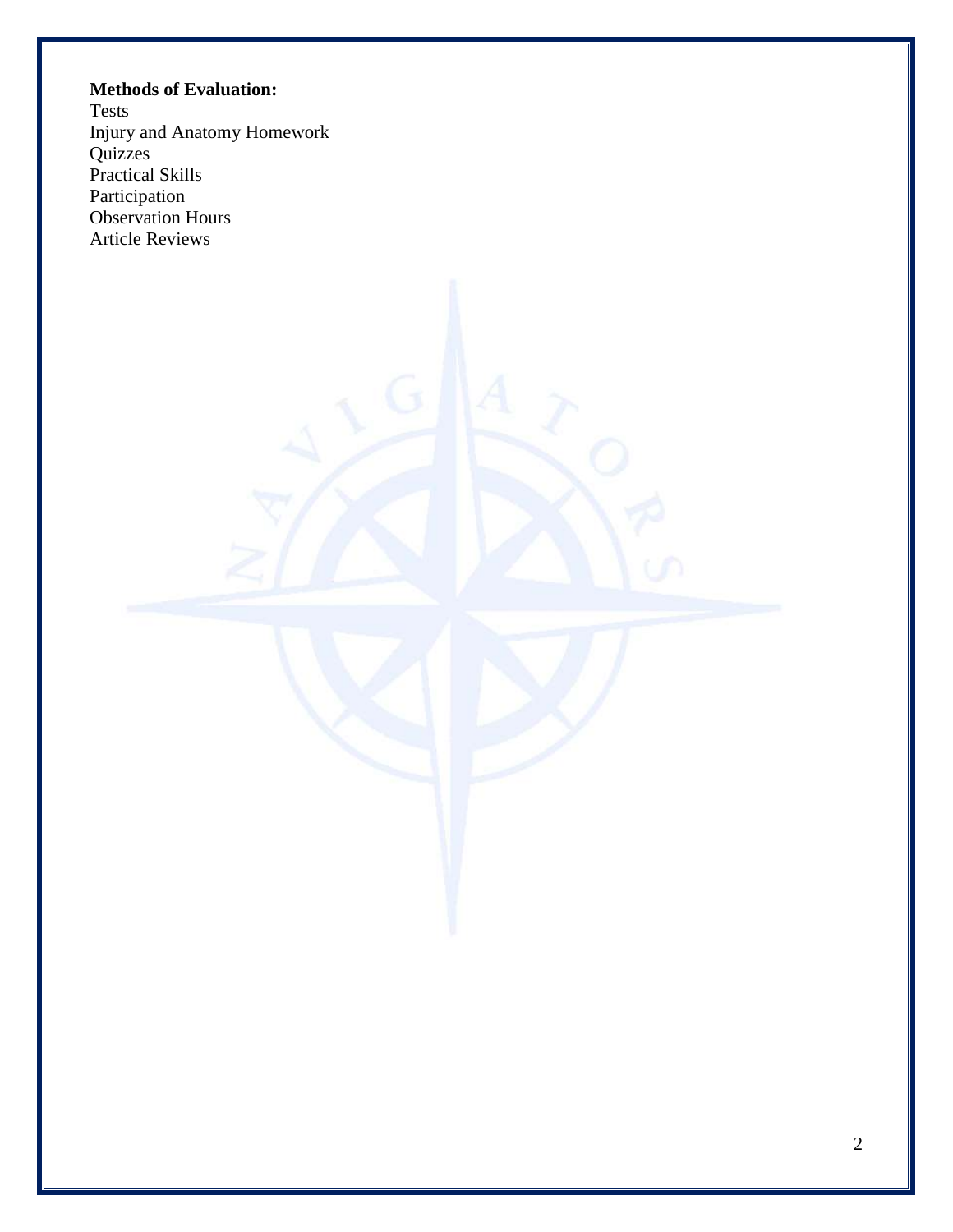**Methods of Evaluation:**

Tests
Injury and Anatomy Homework
Quizzes
Practical Skills
Participation
Observation Hours
Article Reviews